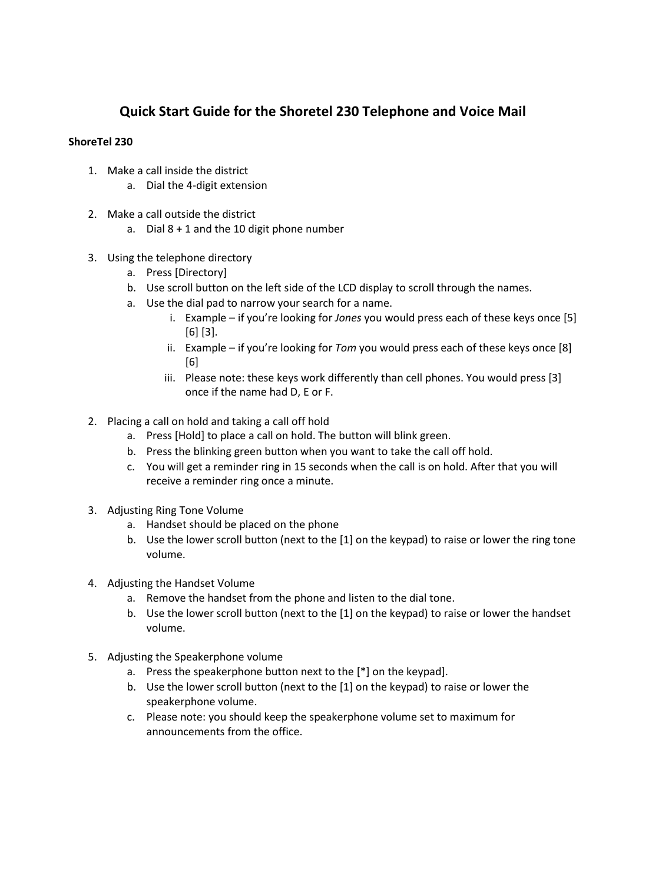# Quick Start Guide for the Shoretel 230 Telephone and Voice Mail

**ShoreTel 230**

1. Make a call inside the district
    a. Dial the 4-digit extension

2. Make a call outside the district
    a. Dial 8 + 1 and the 10 digit phone number

3. Using the telephone directory
    a. Press [Directory]
    b. Use scroll button on the left side of the LCD display to scroll through the names.
    a. Use the dial pad to narrow your search for a name.
        i. Example – if you're looking for *Jones* you would press each of these keys once [5] [6] [3].
        ii. Example – if you're looking for *Tom* you would press each of these keys once [8] [6]
        iii. Please note: these keys work differently than cell phones. You would press [3] once if the name had D, E or F.

2. Placing a call on hold and taking a call off hold
    a. Press [Hold] to place a call on hold. The button will blink green.
    b. Press the blinking green button when you want to take the call off hold.
    c. You will get a reminder ring in 15 seconds when the call is on hold. After that you will receive a reminder ring once a minute.

3. Adjusting Ring Tone Volume
    a. Handset should be placed on the phone
    b. Use the lower scroll button (next to the [1] on the keypad) to raise or lower the ring tone volume.

4. Adjusting the Handset Volume
    a. Remove the handset from the phone and listen to the dial tone.
    b. Use the lower scroll button (next to the [1] on the keypad) to raise or lower the handset volume.

5. Adjusting the Speakerphone volume
    a. Press the speakerphone button next to the [*] on the keypad].
    b. Use the lower scroll button (next to the [1] on the keypad) to raise or lower the speakerphone volume.
    c. Please note: you should keep the speakerphone volume set to maximum for announcements from the office.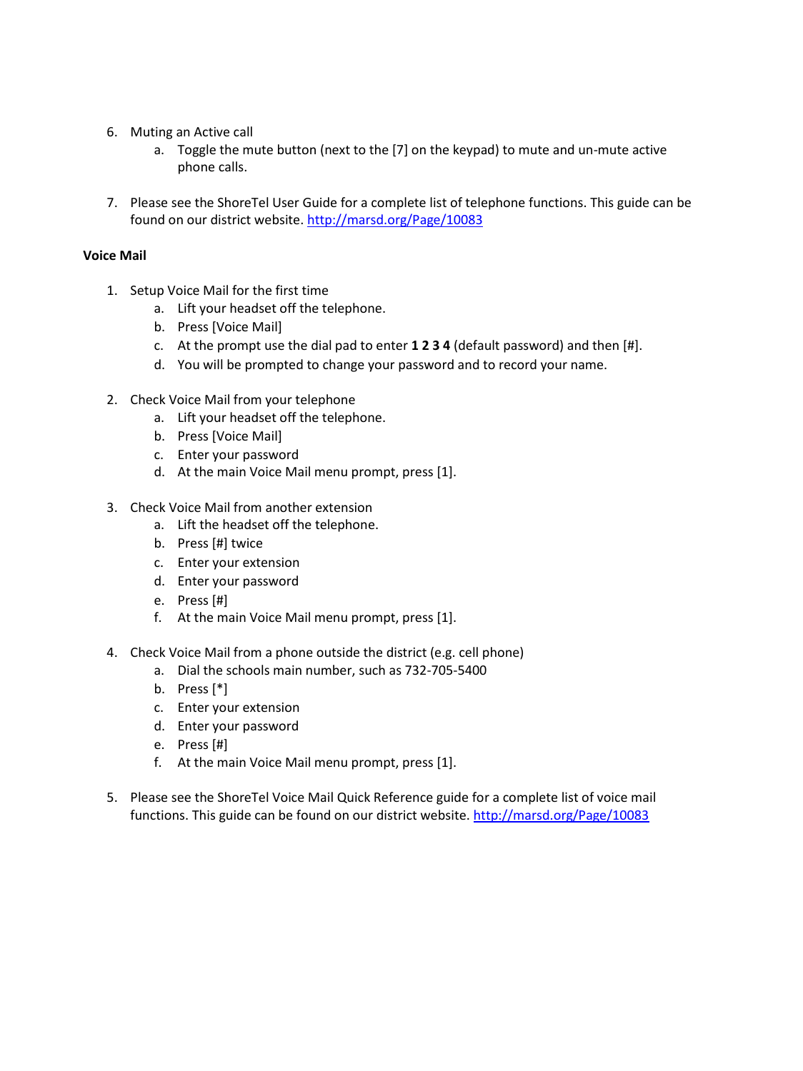6. Muting an Active call
    a. Toggle the mute button (next to the [7] on the keypad) to mute and un-mute active phone calls.

7. Please see the ShoreTel User Guide for a complete list of telephone functions. This guide can be found on our district website. http://marsd.org/Page/10083

**Voice Mail**

1. Setup Voice Mail for the first time
    a. Lift your headset off the telephone.
    b. Press [Voice Mail]
    c. At the prompt use the dial pad to enter **1 2 3 4** (default password) and then [#].
    d. You will be prompted to change your password and to record your name.

2. Check Voice Mail from your telephone
    a. Lift your headset off the telephone.
    b. Press [Voice Mail]
    c. Enter your password
    d. At the main Voice Mail menu prompt, press [1].

3. Check Voice Mail from another extension
    a. Lift the headset off the telephone.
    b. Press [#] twice
    c. Enter your extension
    d. Enter your password
    e. Press [#]
    f. At the main Voice Mail menu prompt, press [1].

4. Check Voice Mail from a phone outside the district (e.g. cell phone)
    a. Dial the schools main number, such as 732-705-5400
    b. Press [*]
    c. Enter your extension
    d. Enter your password
    e. Press [#]
    f. At the main Voice Mail menu prompt, press [1].

5. Please see the ShoreTel Voice Mail Quick Reference guide for a complete list of voice mail functions. This guide can be found on our district website. http://marsd.org/Page/10083